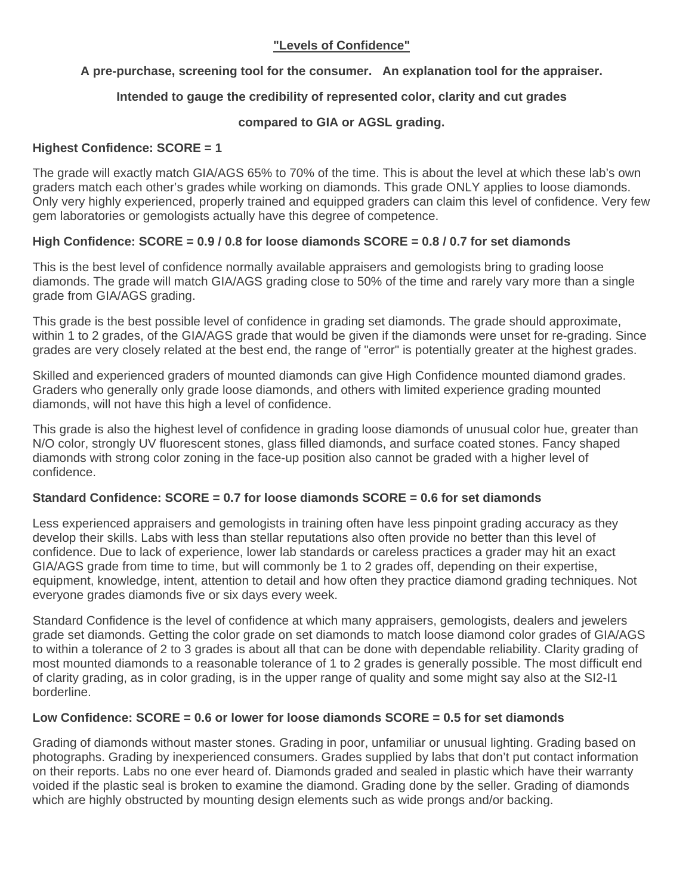# "Levels of Confidence"

**A pre-purchase, screening tool for the consumer. An explanation tool for the appraiser.**

**Intended to gauge the credibility of represented color, clarity and cut grades**

**compared to GIA or AGSL grading.**

**Highest Confidence: SCORE = 1**

The grade will exactly match GIA/AGS 65% to 70% of the time. This is about the level at which these lab's own graders match each other's grades while working on diamonds. This grade ONLY applies to loose diamonds. Only very highly experienced, properly trained and equipped graders can claim this level of confidence. Very few gem laboratories or gemologists actually have this degree of competence.

**High Confidence: SCORE = 0.9 / 0.8 for loose diamonds SCORE = 0.8 / 0.7 for set diamonds**

This is the best level of confidence normally available appraisers and gemologists bring to grading loose diamonds. The grade will match GIA/AGS grading close to 50% of the time and rarely vary more than a single grade from GIA/AGS grading.

This grade is the best possible level of confidence in grading set diamonds. The grade should approximate, within 1 to 2 grades, of the GIA/AGS grade that would be given if the diamonds were unset for re-grading. Since grades are very closely related at the best end, the range of "error" is potentially greater at the highest grades.

Skilled and experienced graders of mounted diamonds can give High Confidence mounted diamond grades. Graders who generally only grade loose diamonds, and others with limited experience grading mounted diamonds, will not have this high a level of confidence.

This grade is also the highest level of confidence in grading loose diamonds of unusual color hue, greater than N/O color, strongly UV fluorescent stones, glass filled diamonds, and surface coated stones. Fancy shaped diamonds with strong color zoning in the face-up position also cannot be graded with a higher level of confidence.

**Standard Confidence: SCORE = 0.7 for loose diamonds SCORE = 0.6 for set diamonds**

Less experienced appraisers and gemologists in training often have less pinpoint grading accuracy as they develop their skills. Labs with less than stellar reputations also often provide no better than this level of confidence. Due to lack of experience, lower lab standards or careless practices a grader may hit an exact GIA/AGS grade from time to time, but will commonly be 1 to 2 grades off, depending on their expertise, equipment, knowledge, intent, attention to detail and how often they practice diamond grading techniques. Not everyone grades diamonds five or six days every week.

Standard Confidence is the level of confidence at which many appraisers, gemologists, dealers and jewelers grade set diamonds. Getting the color grade on set diamonds to match loose diamond color grades of GIA/AGS to within a tolerance of 2 to 3 grades is about all that can be done with dependable reliability. Clarity grading of most mounted diamonds to a reasonable tolerance of 1 to 2 grades is generally possible. The most difficult end of clarity grading, as in color grading, is in the upper range of quality and some might say also at the SI2-I1 borderline.

**Low Confidence: SCORE = 0.6 or lower for loose diamonds SCORE = 0.5 for set diamonds**

Grading of diamonds without master stones. Grading in poor, unfamiliar or unusual lighting. Grading based on photographs. Grading by inexperienced consumers. Grades supplied by labs that don't put contact information on their reports. Labs no one ever heard of. Diamonds graded and sealed in plastic which have their warranty voided if the plastic seal is broken to examine the diamond. Grading done by the seller. Grading of diamonds which are highly obstructed by mounting design elements such as wide prongs and/or backing.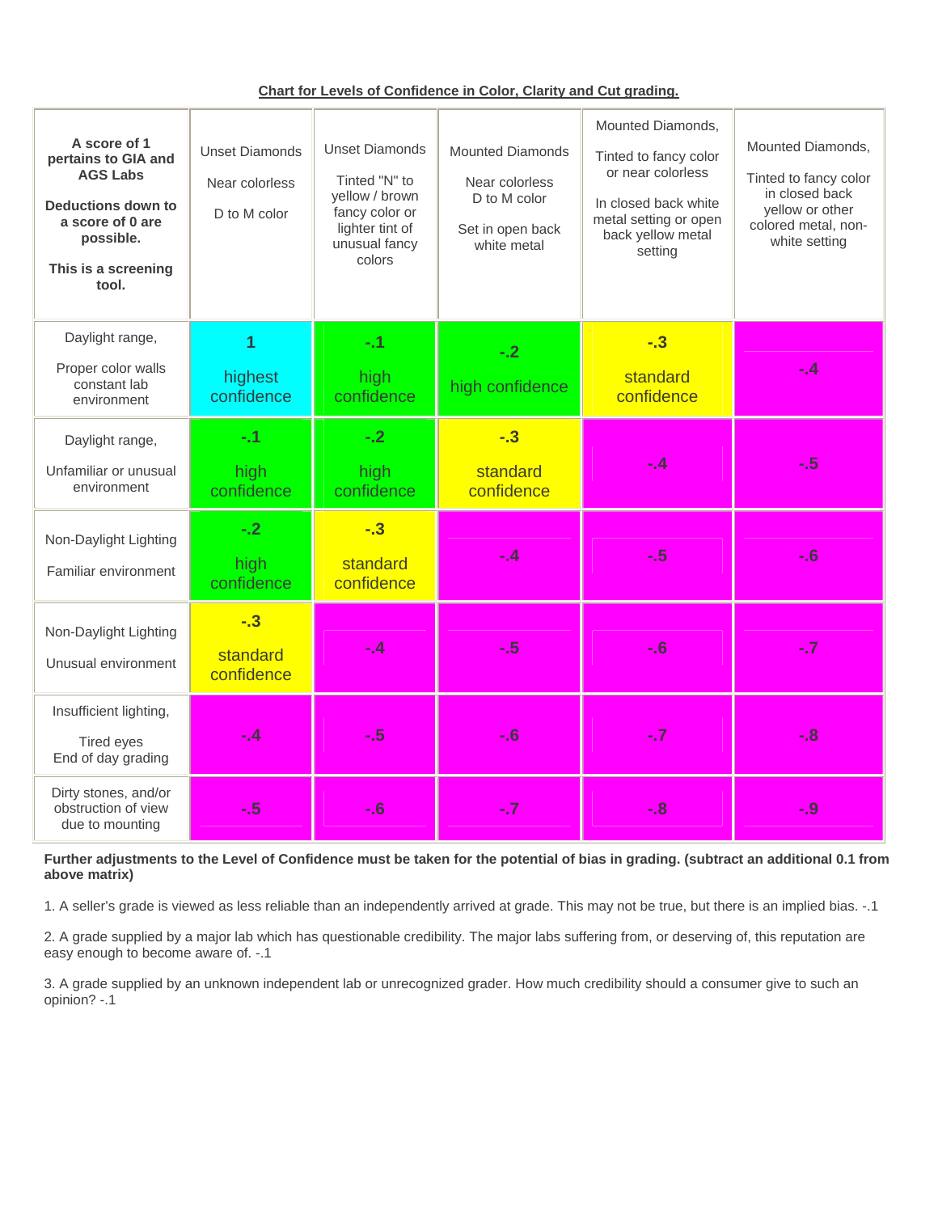**Chart for Levels of Confidence in Color, Clarity and Cut grading.**

| **A score of 1 pertains to GIA and AGS Labs**<br><br>**Deductions down to a score of 0 are possible.**<br><br>**This is a screening tool.** | Unset Diamonds<br><br>Near colorless<br><br>D to M color | Unset Diamonds<br><br>Tinted "N" to yellow / brown fancy color or lighter tint of unusual fancy colors | Mounted Diamonds<br><br>Near colorless<br>D to M color<br><br>Set in open back white metal | Mounted Diamonds,<br><br>Tinted to fancy color or near colorless<br><br>In closed back white metal setting or open back yellow metal setting | Mounted Diamonds,<br><br>Tinted to fancy color in closed back yellow or other colored metal, non-white setting |
|---|---|---|---|---|---|
| Daylight range,<br><br>Proper color walls constant lab environment | **1**<br><br>highest confidence | **-.1**<br><br>high confidence | **-.2**<br><br>high confidence | **-.3**<br><br>standard confidence | **-.4** |
| Daylight range,<br><br>Unfamiliar or unusual environment | **-.1**<br><br>high confidence | **-.2**<br><br>high confidence | **-.3**<br><br>standard confidence | **-.4** | **-.5** |
| Non-Daylight Lighting<br><br>Familiar environment | **-.2**<br><br>high confidence | **-.3**<br><br>standard confidence | **-.4** | **-.5** | **-.6** |
| Non-Daylight Lighting<br><br>Unusual environment | **-.3**<br><br>standard confidence | **-.4** | **-.5** | **-.6** | **-.7** |
| Insufficient lighting,<br><br>Tired eyes<br>End of day grading | **-.4** | **-.5** | **-.6** | **-.7** | **-.8** |
| Dirty stones, and/or obstruction of view due to mounting | **-.5** | **-.6** | **-.7** | **-.8** | **-.9** |

**Further adjustments to the Level of Confidence must be taken for the potential of bias in grading. (subtract an additional 0.1 from above matrix)**

1. A seller's grade is viewed as less reliable than an independently arrived at grade. This may not be true, but there is an implied bias. -.1

2. A grade supplied by a major lab which has questionable credibility. The major labs suffering from, or deserving of, this reputation are easy enough to become aware of. -.1

3. A grade supplied by an unknown independent lab or unrecognized grader. How much credibility should a consumer give to such an opinion? -.1